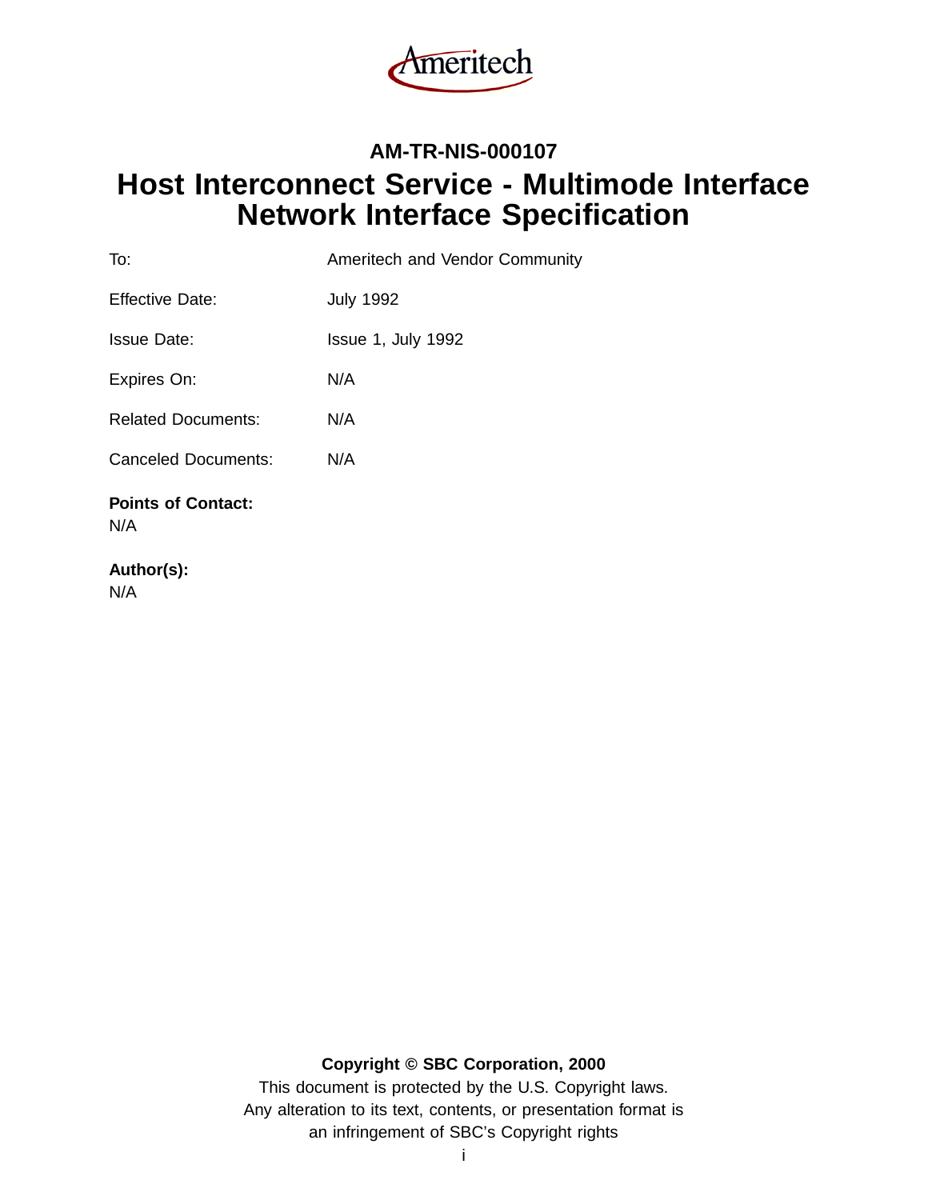Ameritech

**AM-TR-NIS-000107**

# Host Interconnect Service - Multimode Interface Network Interface Specification

| | |
|---|---|
| To: | Ameritech and Vendor Community |
| Effective Date: | July 1992 |
| Issue Date: | Issue 1, July 1992 |
| Expires On: | N/A |
| Related Documents: | N/A |
| Canceled Documents: | N/A |

**Points of Contact:**
N/A

**Author(s):**
N/A

**Copyright © SBC Corporation, 2000**

This document is protected by the U.S. Copyright laws.
Any alteration to its text, contents, or presentation format is an infringement of SBC's Copyright rights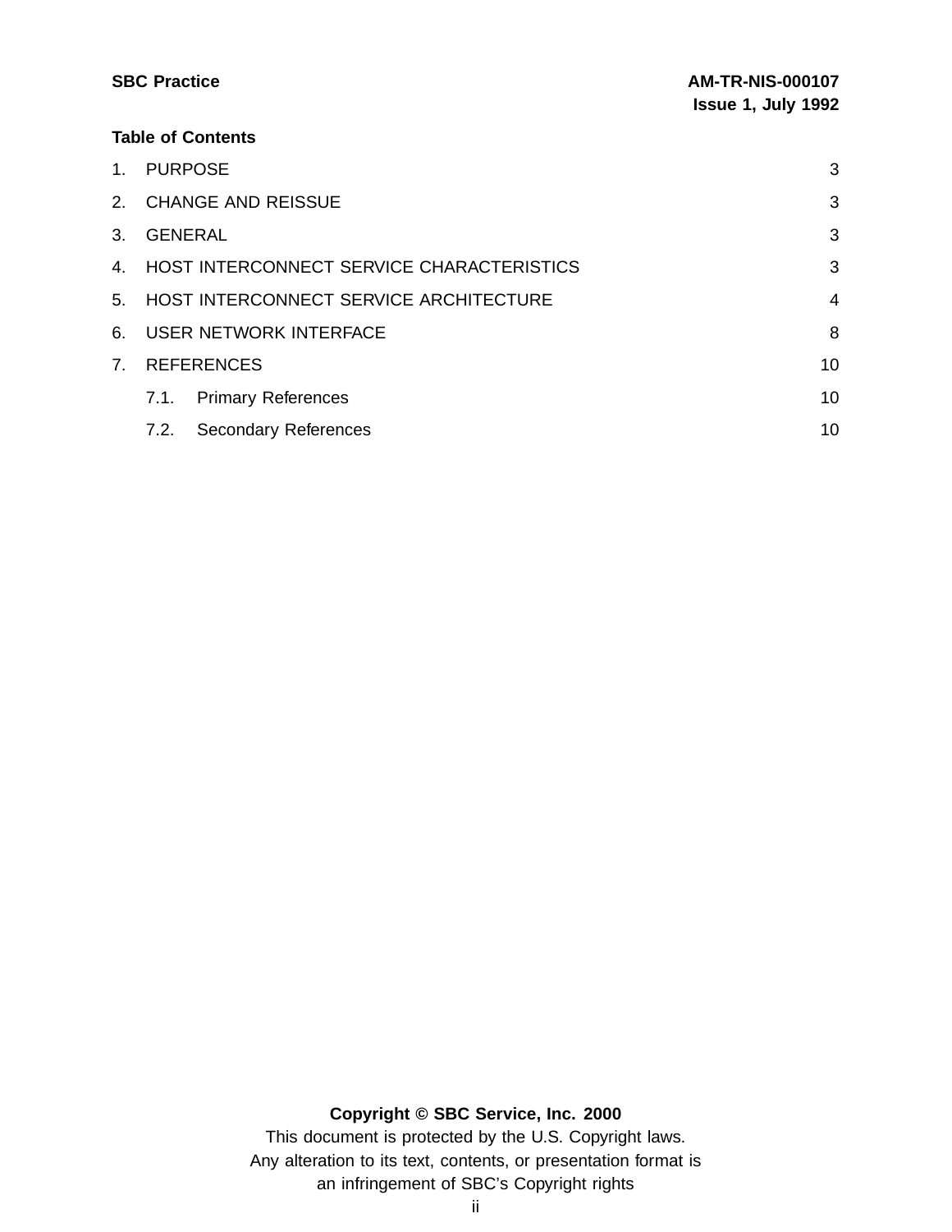**Table of Contents**

| | | |
|---|---|---|
| 1. | PURPOSE | 3 |
| 2. | CHANGE AND REISSUE | 3 |
| 3. | GENERAL | 3 |
| 4. | HOST INTERCONNECT SERVICE CHARACTERISTICS | 3 |
| 5. | HOST INTERCONNECT SERVICE ARCHITECTURE | 4 |
| 6. | USER NETWORK INTERFACE | 8 |
| 7. | REFERENCES | 10 |
| | 7.1. Primary References | 10 |
| | 7.2. Secondary References | 10 |

**Copyright © SBC Service, Inc. 2000**

This document is protected by the U.S. Copyright laws.
Any alteration to its text, contents, or presentation format is
an infringement of SBC's Copyright rights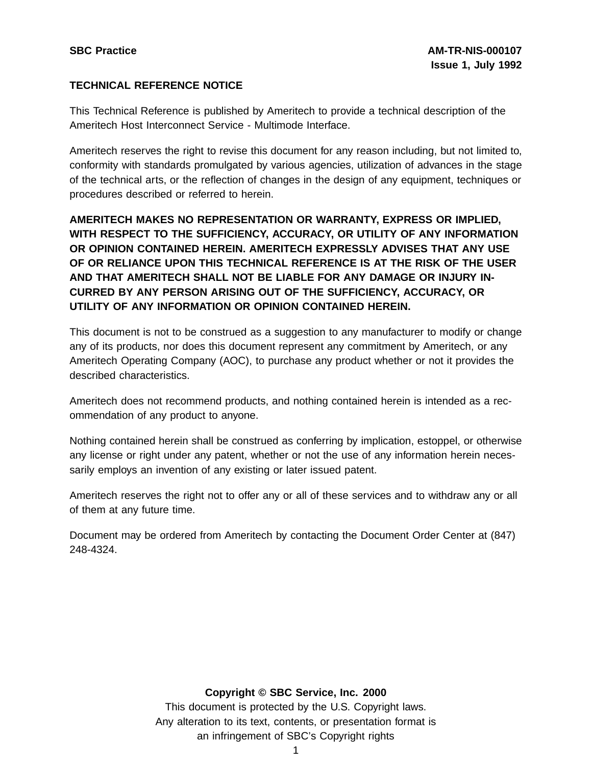**SBC Practice** **AM-TR-NIS-000107**
**Issue 1, July 1992**

**TECHNICAL REFERENCE NOTICE**

This Technical Reference is published by Ameritech to provide a technical description of the Ameritech Host Interconnect Service - Multimode Interface.

Ameritech reserves the right to revise this document for any reason including, but not limited to, conformity with standards promulgated by various agencies, utilization of advances in the stage of the technical arts, or the reflection of changes in the design of any equipment, techniques or procedures described or referred to herein.

**AMERITECH MAKES NO REPRESENTATION OR WARRANTY, EXPRESS OR IMPLIED, WITH RESPECT TO THE SUFFICIENCY, ACCURACY, OR UTILITY OF ANY INFORMATION OR OPINION CONTAINED HEREIN. AMERITECH EXPRESSLY ADVISES THAT ANY USE OF OR RELIANCE UPON THIS TECHNICAL REFERENCE IS AT THE RISK OF THE USER AND THAT AMERITECH SHALL NOT BE LIABLE FOR ANY DAMAGE OR INJURY INCURRED BY ANY PERSON ARISING OUT OF THE SUFFICIENCY, ACCURACY, OR UTILITY OF ANY INFORMATION OR OPINION CONTAINED HEREIN.**

This document is not to be construed as a suggestion to any manufacturer to modify or change any of its products, nor does this document represent any commitment by Ameritech, or any Ameritech Operating Company (AOC), to purchase any product whether or not it provides the described characteristics.

Ameritech does not recommend products, and nothing contained herein is intended as a recommendation of any product to anyone.

Nothing contained herein shall be construed as conferring by implication, estoppel, or otherwise any license or right under any patent, whether or not the use of any information herein necessarily employs an invention of any existing or later issued patent.

Ameritech reserves the right not to offer any or all of these services and to withdraw any or all of them at any future time.

Document may be ordered from Ameritech by contacting the Document Order Center at (847) 248-4324.

**Copyright © SBC Service, Inc. 2000**
This document is protected by the U.S. Copyright laws.
Any alteration to its text, contents, or presentation format is
an infringement of SBC's Copyright rights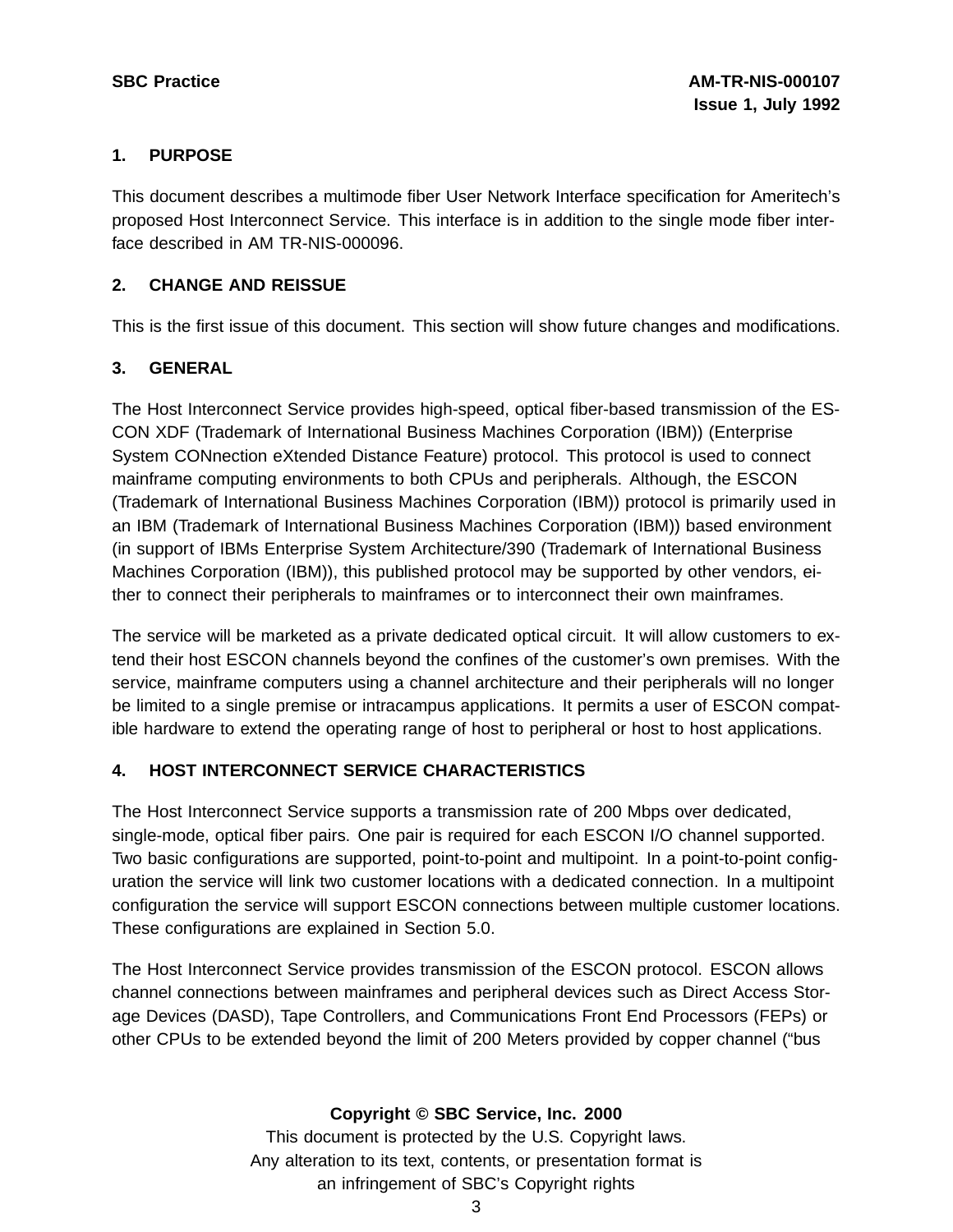## 1. PURPOSE

This document describes a multimode fiber User Network Interface specification for Ameritech's proposed Host Interconnect Service. This interface is in addition to the single mode fiber interface described in AM TR-NIS-000096.

## 2. CHANGE AND REISSUE

This is the first issue of this document. This section will show future changes and modifications.

## 3. GENERAL

The Host Interconnect Service provides high-speed, optical fiber-based transmission of the ESCON XDF (Trademark of International Business Machines Corporation (IBM)) (Enterprise System CONnection eXtended Distance Feature) protocol. This protocol is used to connect mainframe computing environments to both CPUs and peripherals. Although, the ESCON (Trademark of International Business Machines Corporation (IBM)) protocol is primarily used in an IBM (Trademark of International Business Machines Corporation (IBM)) based environment (in support of IBMs Enterprise System Architecture/390 (Trademark of International Business Machines Corporation (IBM)), this published protocol may be supported by other vendors, either to connect their peripherals to mainframes or to interconnect their own mainframes.

The service will be marketed as a private dedicated optical circuit. It will allow customers to extend their host ESCON channels beyond the confines of the customer's own premises. With the service, mainframe computers using a channel architecture and their peripherals will no longer be limited to a single premise or intracampus applications. It permits a user of ESCON compatible hardware to extend the operating range of host to peripheral or host to host applications.

## 4. HOST INTERCONNECT SERVICE CHARACTERISTICS

The Host Interconnect Service supports a transmission rate of 200 Mbps over dedicated, single-mode, optical fiber pairs. One pair is required for each ESCON I/O channel supported. Two basic configurations are supported, point-to-point and multipoint. In a point-to-point configuration the service will link two customer locations with a dedicated connection. In a multipoint configuration the service will support ESCON connections between multiple customer locations. These configurations are explained in Section 5.0.

The Host Interconnect Service provides transmission of the ESCON protocol. ESCON allows channel connections between mainframes and peripheral devices such as Direct Access Storage Devices (DASD), Tape Controllers, and Communications Front End Processors (FEPs) or other CPUs to be extended beyond the limit of 200 Meters provided by copper channel ("bus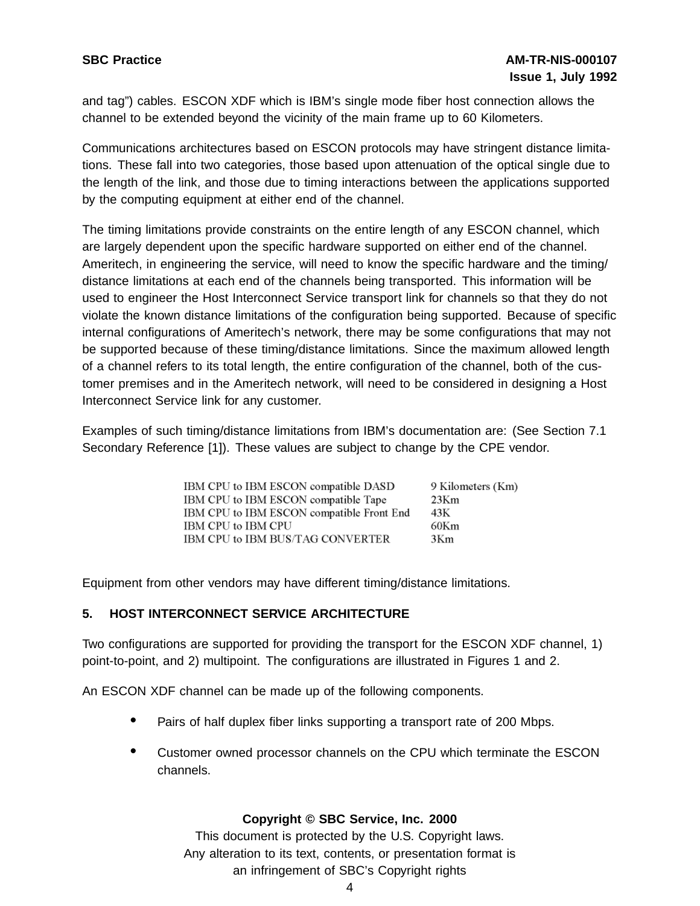and tag") cables. ESCON XDF which is IBM's single mode fiber host connection allows the channel to be extended beyond the vicinity of the main frame up to 60 Kilometers.

Communications architectures based on ESCON protocols may have stringent distance limitations. These fall into two categories, those based upon attenuation of the optical single due to the length of the link, and those due to timing interactions between the applications supported by the computing equipment at either end of the channel.

The timing limitations provide constraints on the entire length of any ESCON channel, which are largely dependent upon the specific hardware supported on either end of the channel. Ameritech, in engineering the service, will need to know the specific hardware and the timing/distance limitations at each end of the channels being transported. This information will be used to engineer the Host Interconnect Service transport link for channels so that they do not violate the known distance limitations of the configuration being supported. Because of specific internal configurations of Ameritech's network, there may be some configurations that may not be supported because of these timing/distance limitations. Since the maximum allowed length of a channel refers to its total length, the entire configuration of the channel, both of the customer premises and in the Ameritech network, will need to be considered in designing a Host Interconnect Service link for any customer.

Examples of such timing/distance limitations from IBM's documentation are: (See Section 7.1 Secondary Reference [1]). These values are subject to change by the CPE vendor.

| | |
|---|---|
| IBM CPU to IBM ESCON compatible DASD | 9 Kilometers (Km) |
| IBM CPU to IBM ESCON compatible Tape | 23Km |
| IBM CPU to IBM ESCON compatible Front End | 43K |
| IBM CPU to IBM CPU | 60Km |
| IBM CPU to IBM BUS/TAG CONVERTER | 3Km |

Equipment from other vendors may have different timing/distance limitations.

## 5. HOST INTERCONNECT SERVICE ARCHITECTURE

Two configurations are supported for providing the transport for the ESCON XDF channel, 1) point-to-point, and 2) multipoint. The configurations are illustrated in Figures 1 and 2.

An ESCON XDF channel can be made up of the following components.

- Pairs of half duplex fiber links supporting a transport rate of 200 Mbps.
- Customer owned processor channels on the CPU which terminate the ESCON channels.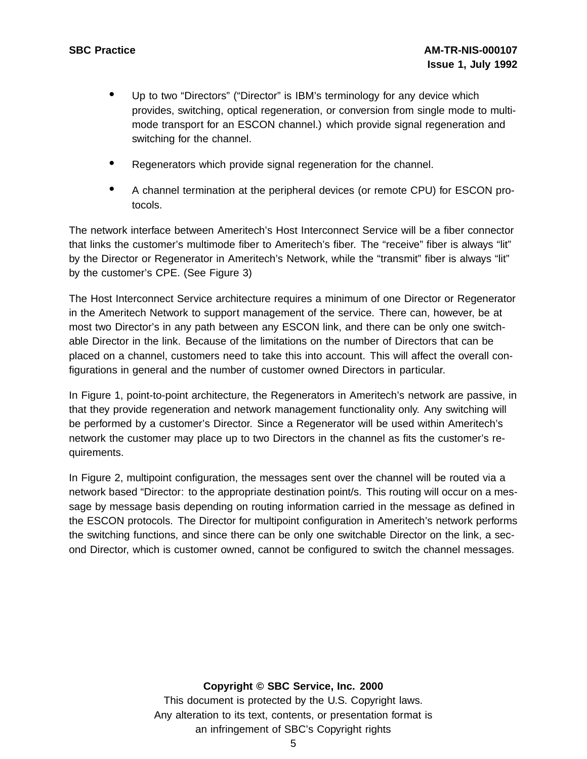- Up to two “Directors” (“Director” is IBM’s terminology for any device which provides, switching, optical regeneration, or conversion from single mode to multi-mode transport for an ESCON channel.) which provide signal regeneration and switching for the channel.
- Regenerators which provide signal regeneration for the channel.
- A channel termination at the peripheral devices (or remote CPU) for ESCON protocols.

The network interface between Ameritech’s Host Interconnect Service will be a fiber connector that links the customer’s multimode fiber to Ameritech’s fiber. The “receive” fiber is always “lit” by the Director or Regenerator in Ameritech’s Network, while the “transmit” fiber is always “lit” by the customer’s CPE. (See Figure 3)

The Host Interconnect Service architecture requires a minimum of one Director or Regenerator in the Ameritech Network to support management of the service. There can, however, be at most two Director’s in any path between any ESCON link, and there can be only one switchable Director in the link. Because of the limitations on the number of Directors that can be placed on a channel, customers need to take this into account. This will affect the overall configurations in general and the number of customer owned Directors in particular.

In Figure 1, point-to-point architecture, the Regenerators in Ameritech’s network are passive, in that they provide regeneration and network management functionality only. Any switching will be performed by a customer’s Director. Since a Regenerator will be used within Ameritech’s network the customer may place up to two Directors in the channel as fits the customer’s requirements.

In Figure 2, multipoint configuration, the messages sent over the channel will be routed via a network based “Director: to the appropriate destination point/s. This routing will occur on a message by message basis depending on routing information carried in the message as defined in the ESCON protocols. The Director for multipoint configuration in Ameritech’s network performs the switching functions, and since there can be only one switchable Director on the link, a second Director, which is customer owned, cannot be configured to switch the channel messages.

**Copyright © SBC Service, Inc. 2000**
This document is protected by the U.S. Copyright laws.
Any alteration to its text, contents, or presentation format is
an infringement of SBC’s Copyright rights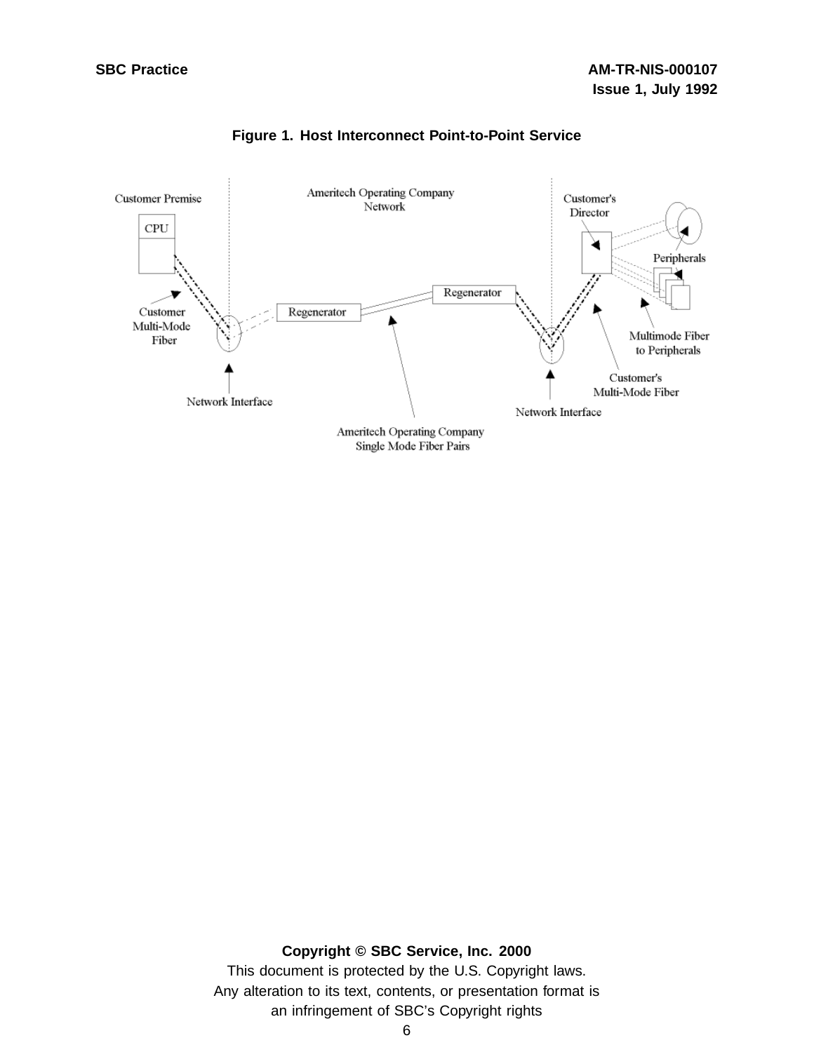**Figure 1. Host Interconnect Point-to-Point Service**

Customer Premise

CPU

Customer Multi-Mode Fiber

Network Interface

Ameritech Operating Company Network

Regenerator

Regenerator

Ameritech Operating Company Single Mode Fiber Pairs

Network Interface

Customer's Director

Peripherals

Multimode Fiber to Peripherals

Customer's Multi-Mode Fiber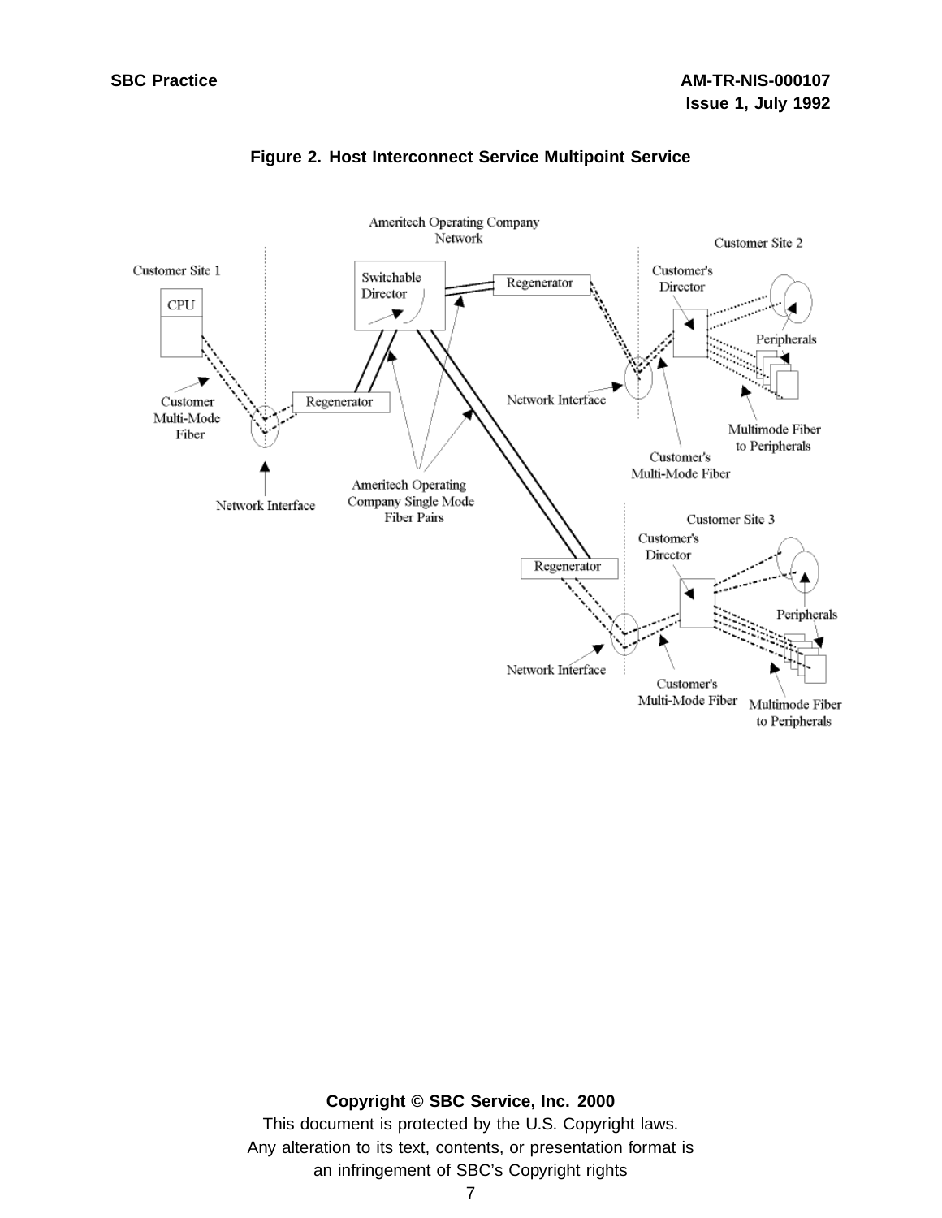**Figure 2. Host Interconnect Service Multipoint Service**

Ameritech Operating Company Network

Customer Site 1

CPU

Customer Multi-Mode Fiber

Network Interface

Regenerator

Switchable Director

Regenerator

Ameritech Operating Company Single Mode Fiber Pairs

Customer Site 2

Customer's Director

Peripherals

Network Interface

Multimode Fiber to Peripherals

Customer's Multi-Mode Fiber

Customer Site 3

Customer's Director

Regenerator

Peripherals

Network Interface

Customer's Multi-Mode Fiber

Multimode Fiber to Peripherals

**Copyright © SBC Service, Inc. 2000**

This document is protected by the U.S. Copyright laws.
Any alteration to its text, contents, or presentation format is an infringement of SBC's Copyright rights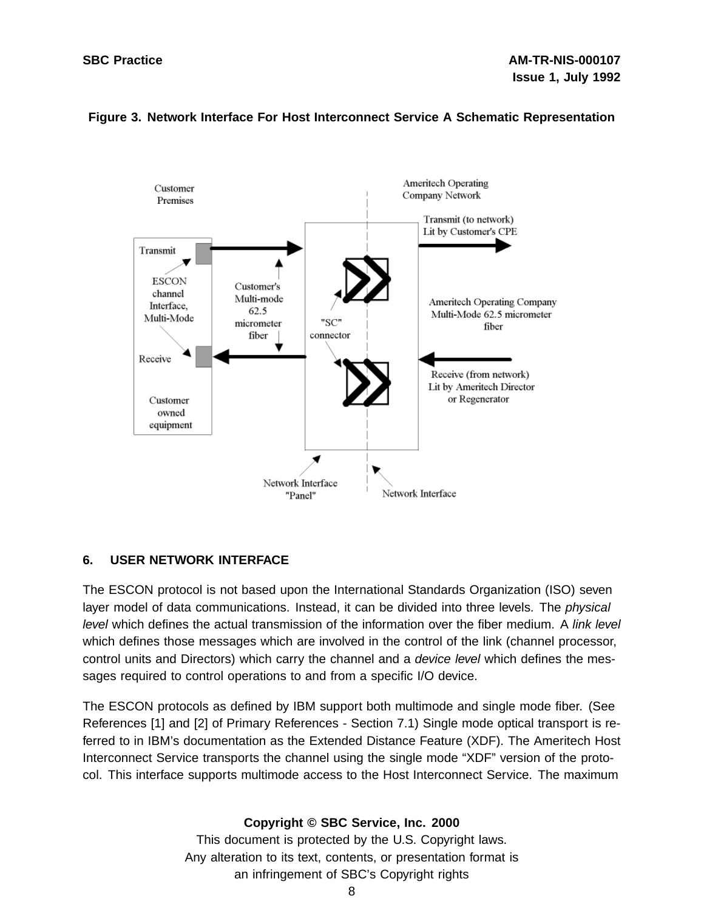**Figure 3. Network Interface For Host Interconnect Service A Schematic Representation**

## 6. USER NETWORK INTERFACE

The ESCON protocol is not based upon the International Standards Organization (ISO) seven layer model of data communications. Instead, it can be divided into three levels. The *physical level* which defines the actual transmission of the information over the fiber medium. A *link level* which defines those messages which are involved in the control of the link (channel processor, control units and Directors) which carry the channel and a *device level* which defines the messages required to control operations to and from a specific I/O device.

The ESCON protocols as defined by IBM support both multimode and single mode fiber. (See References [1] and [2] of Primary References - Section 7.1) Single mode optical transport is referred to in IBM's documentation as the Extended Distance Feature (XDF). The Ameritech Host Interconnect Service transports the channel using the single mode "XDF" version of the protocol. This interface supports multimode access to the Host Interconnect Service. The maximum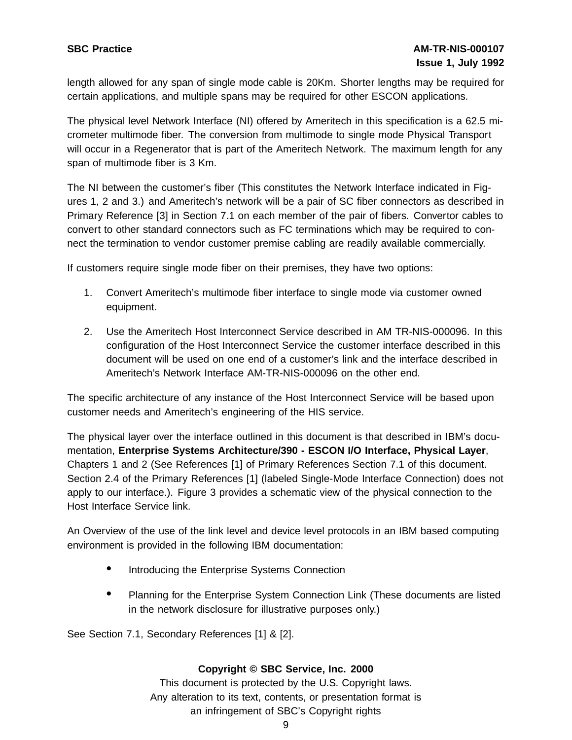length allowed for any span of single mode cable is 20Km. Shorter lengths may be required for certain applications, and multiple spans may be required for other ESCON applications.

The physical level Network Interface (NI) offered by Ameritech in this specification is a 62.5 micrometer multimode fiber. The conversion from multimode to single mode Physical Transport will occur in a Regenerator that is part of the Ameritech Network. The maximum length for any span of multimode fiber is 3 Km.

The NI between the customer's fiber (This constitutes the Network Interface indicated in Figures 1, 2 and 3.) and Ameritech's network will be a pair of SC fiber connectors as described in Primary Reference [3] in Section 7.1 on each member of the pair of fibers. Convertor cables to convert to other standard connectors such as FC terminations which may be required to connect the termination to vendor customer premise cabling are readily available commercially.

If customers require single mode fiber on their premises, they have two options:

1. Convert Ameritech's multimode fiber interface to single mode via customer owned equipment.
2. Use the Ameritech Host Interconnect Service described in AM TR-NIS-000096. In this configuration of the Host Interconnect Service the customer interface described in this document will be used on one end of a customer's link and the interface described in Ameritech's Network Interface AM-TR-NIS-000096 on the other end.

The specific architecture of any instance of the Host Interconnect Service will be based upon customer needs and Ameritech's engineering of the HIS service.

The physical layer over the interface outlined in this document is that described in IBM's documentation, **Enterprise Systems Architecture/390 - ESCON I/O Interface, Physical Layer**, Chapters 1 and 2 (See References [1] of Primary References Section 7.1 of this document. Section 2.4 of the Primary References [1] (labeled Single-Mode Interface Connection) does not apply to our interface.). Figure 3 provides a schematic view of the physical connection to the Host Interface Service link.

An Overview of the use of the link level and device level protocols in an IBM based computing environment is provided in the following IBM documentation:

- Introducing the Enterprise Systems Connection
- Planning for the Enterprise System Connection Link (These documents are listed in the network disclosure for illustrative purposes only.)

See Section 7.1, Secondary References [1] & [2].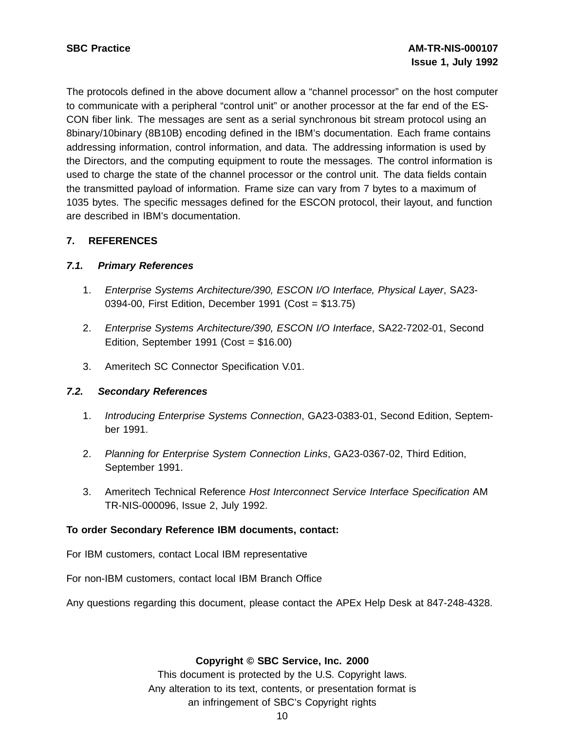The protocols defined in the above document allow a “channel processor” on the host computer to communicate with a peripheral “control unit” or another processor at the far end of the ESCON fiber link. The messages are sent as a serial synchronous bit stream protocol using an 8binary/10binary (8B10B) encoding defined in the IBM’s documentation. Each frame contains addressing information, control information, and data. The addressing information is used by the Directors, and the computing equipment to route the messages. The control information is used to charge the state of the channel processor or the control unit. The data fields contain the transmitted payload of information. Frame size can vary from 7 bytes to a maximum of 1035 bytes. The specific messages defined for the ESCON protocol, their layout, and function are described in IBM’s documentation.

## 7. REFERENCES

### *7.1. Primary References*

1. *Enterprise Systems Architecture/390, ESCON I/O Interface, Physical Layer*, SA23-0394-00, First Edition, December 1991 (Cost = $13.75)

2. *Enterprise Systems Architecture/390, ESCON I/O Interface*, SA22-7202-01, Second Edition, September 1991 (Cost = $16.00)

3. Ameritech SC Connector Specification V.01.

### *7.2. Secondary References*

1. *Introducing Enterprise Systems Connection*, GA23-0383-01, Second Edition, September 1991.

2. *Planning for Enterprise System Connection Links*, GA23-0367-02, Third Edition, September 1991.

3. Ameritech Technical Reference *Host Interconnect Service Interface Specification* AM TR-NIS-000096, Issue 2, July 1992.

**To order Secondary Reference IBM documents, contact:**

For IBM customers, contact Local IBM representative

For non-IBM customers, contact local IBM Branch Office

Any questions regarding this document, please contact the APEx Help Desk at 847-248-4328.

**Copyright © SBC Service, Inc. 2000**

This document is protected by the U.S. Copyright laws.
Any alteration to its text, contents, or presentation format is
an infringement of SBC’s Copyright rights